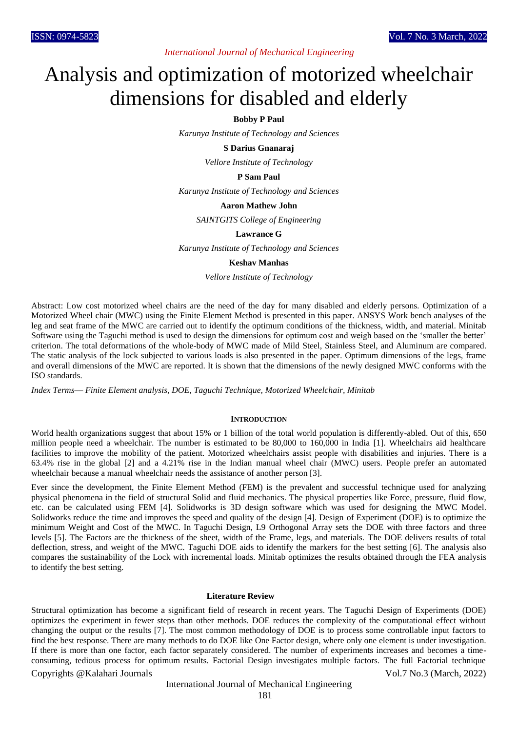# Analysis and optimization of motorized wheelchair dimensions for disabled and elderly

**Bobby P Paul**

*Karunya Institute of Technology and Sciences*

**S Darius Gnanaraj**

*Vellore Institute of Technology*

**P Sam Paul**

*Karunya Institute of Technology and Sciences*

**Aaron Mathew John**

*SAINTGITS College of Engineering*

**Lawrance G**

*Karunya Institute of Technology and Sciences*

**Keshav Manhas**

*Vellore Institute of Technology*

Abstract: Low cost motorized wheel chairs are the need of the day for many disabled and elderly persons. Optimization of a Motorized Wheel chair (MWC) using the Finite Element Method is presented in this paper. ANSYS Work bench analyses of the leg and seat frame of the MWC are carried out to identify the optimum conditions of the thickness, width, and material. Minitab Software using the Taguchi method is used to design the dimensions for optimum cost and weigh based on the 'smaller the better' criterion. The total deformations of the whole-body of MWC made of Mild Steel, Stainless Steel, and Aluminum are compared. The static analysis of the lock subjected to various loads is also presented in the paper. Optimum dimensions of the legs, frame and overall dimensions of the MWC are reported. It is shown that the dimensions of the newly designed MWC conforms with the ISO standards.

*Index Terms— Finite Element analysis, DOE, Taguchi Technique, Motorized Wheelchair, Minitab*

## INTRODUCTION

World health organizations suggest that about 15% or 1 billion of the total world population is differently-abled. Out of this, 650 million people need a wheelchair. The number is estimated to be 80,000 to 160,000 in India [1]. Wheelchairs aid healthcare facilities to improve the mobility of the patient. Motorized wheelchairs assist people with disabilities and injuries. There is a 63.4% rise in the global [2] and a 4.21% rise in the Indian manual wheel chair (MWC) users. People prefer an automated wheelchair because a manual wheelchair needs the assistance of another person [3].

Ever since the development, the Finite Element Method (FEM) is the prevalent and successful technique used for analyzing physical phenomena in the field of structural Solid and fluid mechanics. The physical properties like Force, pressure, fluid flow, etc. can be calculated using FEM [4]. Solidworks is 3D design software which was used for designing the MWC Model. Solidworks reduce the time and improves the speed and quality of the design [4]. Design of Experiment (DOE) is to optimize the minimum Weight and Cost of the MWC. In Taguchi Design, L9 Orthogonal Array sets the DOE with three factors and three levels [5]. The Factors are the thickness of the sheet, width of the Frame, legs, and materials. The DOE delivers results of total deflection, stress, and weight of the MWC. Taguchi DOE aids to identify the markers for the best setting [6]. The analysis also compares the sustainability of the Lock with incremental loads. Minitab optimizes the results obtained through the FEA analysis to identify the best setting.

## Literature Review

Structural optimization has become a significant field of research in recent years. The Taguchi Design of Experiments (DOE) optimizes the experiment in fewer steps than other methods. DOE reduces the complexity of the computational effect without changing the output or the results [7]. The most common methodology of DOE is to process some controllable input factors to find the best response. There are many methods to do DOE like One Factor design, where only one element is under investigation. If there is more than one factor, each factor separately considered. The number of experiments increases and becomes a time-consuming, tedious process for optimum results. Factorial Design investigates multiple factors. The full Factorial technique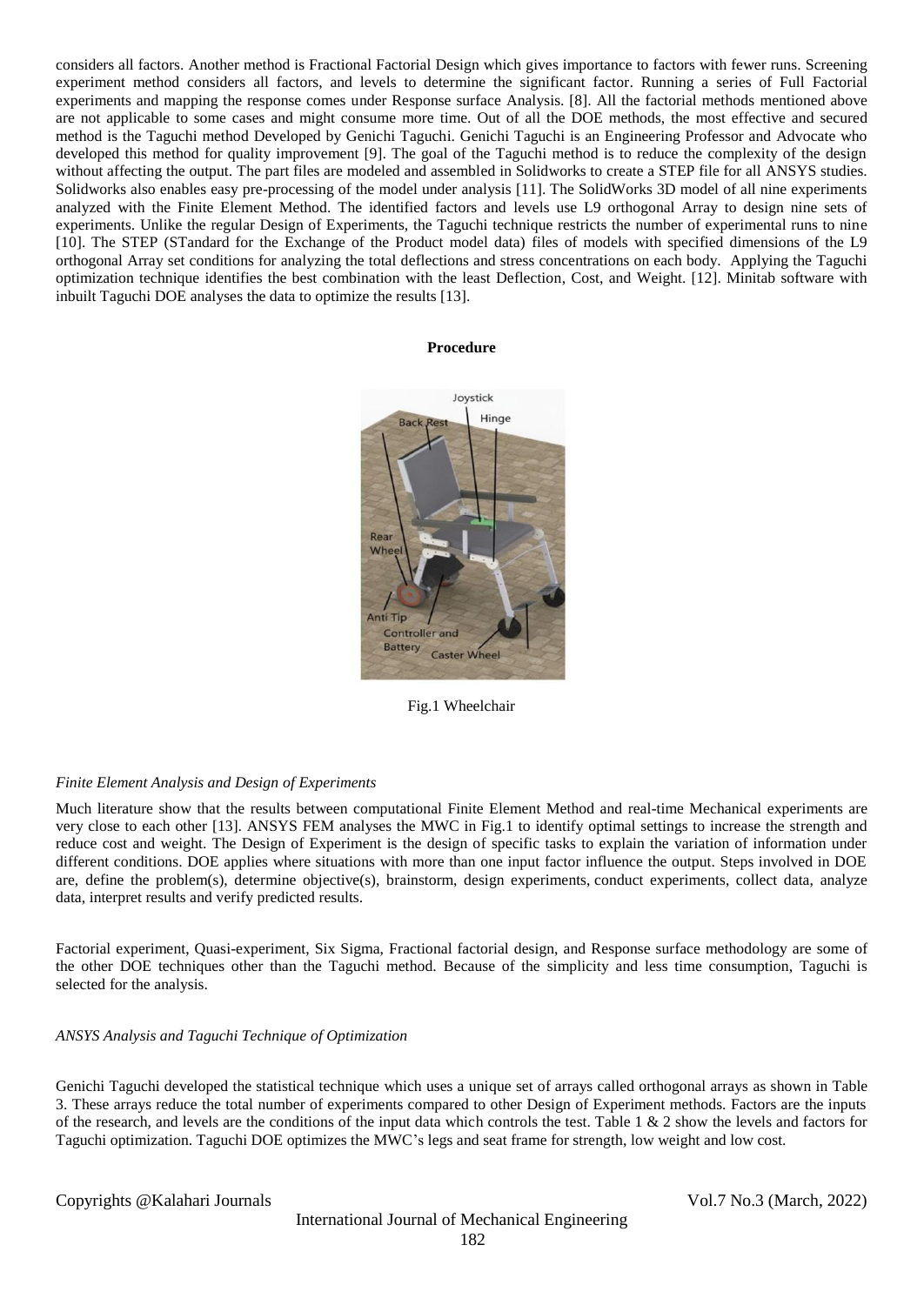considers all factors. Another method is Fractional Factorial Design which gives importance to factors with fewer runs. Screening experiment method considers all factors, and levels to determine the significant factor. Running a series of Full Factorial experiments and mapping the response comes under Response surface Analysis. [8]. All the factorial methods mentioned above are not applicable to some cases and might consume more time. Out of all the DOE methods, the most effective and secured method is the Taguchi method Developed by Genichi Taguchi. Genichi Taguchi is an Engineering Professor and Advocate who developed this method for quality improvement [9]. The goal of the Taguchi method is to reduce the complexity of the design without affecting the output. The part files are modeled and assembled in Solidworks to create a STEP file for all ANSYS studies. Solidworks also enables easy pre-processing of the model under analysis [11]. The SolidWorks 3D model of all nine experiments analyzed with the Finite Element Method. The identified factors and levels use L9 orthogonal Array to design nine sets of experiments. Unlike the regular Design of Experiments, the Taguchi technique restricts the number of experimental runs to nine [10]. The STEP (STandard for the Exchange of the Product model data) files of models with specified dimensions of the L9 orthogonal Array set conditions for analyzing the total deflections and stress concentrations on each body. Applying the Taguchi optimization technique identifies the best combination with the least Deflection, Cost, and Weight. [12]. Minitab software with inbuilt Taguchi DOE analyses the data to optimize the results [13].

## Procedure

Fig.1 Wheelchair

### *Finite Element Analysis and Design of Experiments*

Much literature show that the results between computational Finite Element Method and real-time Mechanical experiments are very close to each other [13]. ANSYS FEM analyses the MWC in Fig.1 to identify optimal settings to increase the strength and reduce cost and weight. The Design of Experiment is the design of specific tasks to explain the variation of information under different conditions. DOE applies where situations with more than one input factor influence the output. Steps involved in DOE are, define the problem(s), determine objective(s), brainstorm, design experiments, conduct experiments, collect data, analyze data, interpret results and verify predicted results.

Factorial experiment, Quasi-experiment, Six Sigma, Fractional factorial design, and Response surface methodology are some of the other DOE techniques other than the Taguchi method. Because of the simplicity and less time consumption, Taguchi is selected for the analysis.

### *ANSYS Analysis and Taguchi Technique of Optimization*

Genichi Taguchi developed the statistical technique which uses a unique set of arrays called orthogonal arrays as shown in Table 3. These arrays reduce the total number of experiments compared to other Design of Experiment methods. Factors are the inputs of the research, and levels are the conditions of the input data which controls the test. Table 1 & 2 show the levels and factors for Taguchi optimization. Taguchi DOE optimizes the MWC's legs and seat frame for strength, low weight and low cost.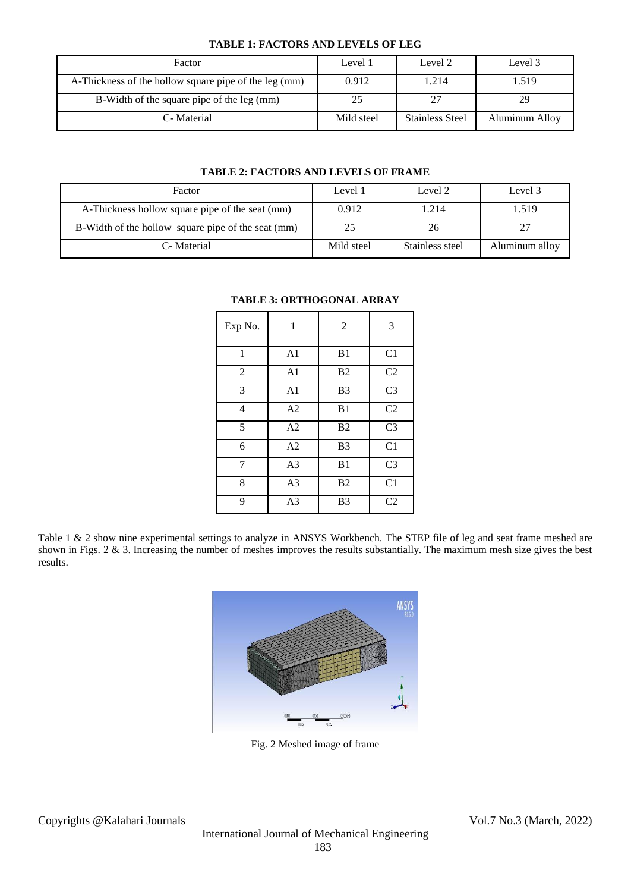**TABLE 1: FACTORS AND LEVELS OF LEG**

| Factor | Level 1 | Level 2 | Level 3 |
|---|---|---|---|
| A-Thickness of the hollow square pipe of the leg (mm) | 0.912 | 1.214 | 1.519 |
| B-Width of the square pipe of the leg (mm) | 25 | 27 | 29 |
| C- Material | Mild steel | Stainless Steel | Aluminum Alloy |

**TABLE 2: FACTORS AND LEVELS OF FRAME**

| Factor | Level 1 | Level 2 | Level 3 |
|---|---|---|---|
| A-Thickness hollow square pipe of the seat (mm) | 0.912 | 1.214 | 1.519 |
| B-Width of the hollow square pipe of the seat (mm) | 25 | 26 | 27 |
| C- Material | Mild steel | Stainless steel | Aluminum alloy |

**TABLE 3: ORTHOGONAL ARRAY**

| Exp No. | 1 | 2 | 3 |
|---|---|---|---|
| 1 | A1 | B1 | C1 |
| 2 | A1 | B2 | C2 |
| 3 | A1 | B3 | C3 |
| 4 | A2 | B1 | C2 |
| 5 | A2 | B2 | C3 |
| 6 | A2 | B3 | C1 |
| 7 | A3 | B1 | C3 |
| 8 | A3 | B2 | C1 |
| 9 | A3 | B3 | C2 |

Table 1 & 2 show nine experimental settings to analyze in ANSYS Workbench. The STEP file of leg and seat frame meshed are shown in Figs. 2 & 3. Increasing the number of meshes improves the results substantially. The maximum mesh size gives the best results.

Fig. 2 Meshed image of frame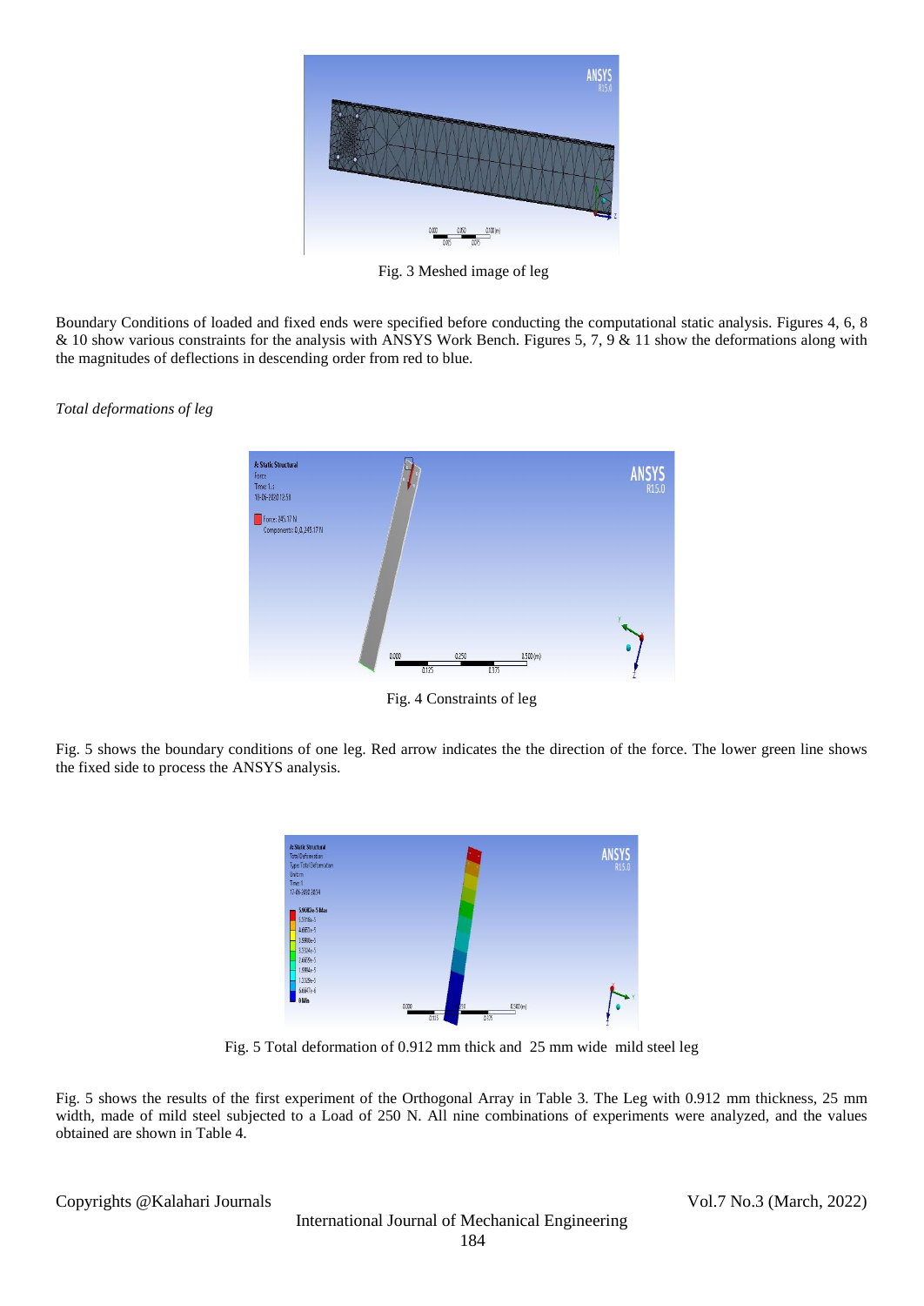Fig. 3 Meshed image of leg

Boundary Conditions of loaded and fixed ends were specified before conducting the computational static analysis. Figures 4, 6, 8 & 10 show various constraints for the analysis with ANSYS Work Bench. Figures 5, 7, 9 & 11 show the deformations along with the magnitudes of deflections in descending order from red to blue.

*Total deformations of leg*

Fig. 4 Constraints of leg

Fig. 5 shows the boundary conditions of one leg. Red arrow indicates the the direction of the force. The lower green line shows the fixed side to process the ANSYS analysis.

Fig. 5 Total deformation of 0.912 mm thick and 25 mm wide mild steel leg

Fig. 5 shows the results of the first experiment of the Orthogonal Array in Table 3. The Leg with 0.912 mm thickness, 25 mm width, made of mild steel subjected to a Load of 250 N. All nine combinations of experiments were analyzed, and the values obtained are shown in Table 4.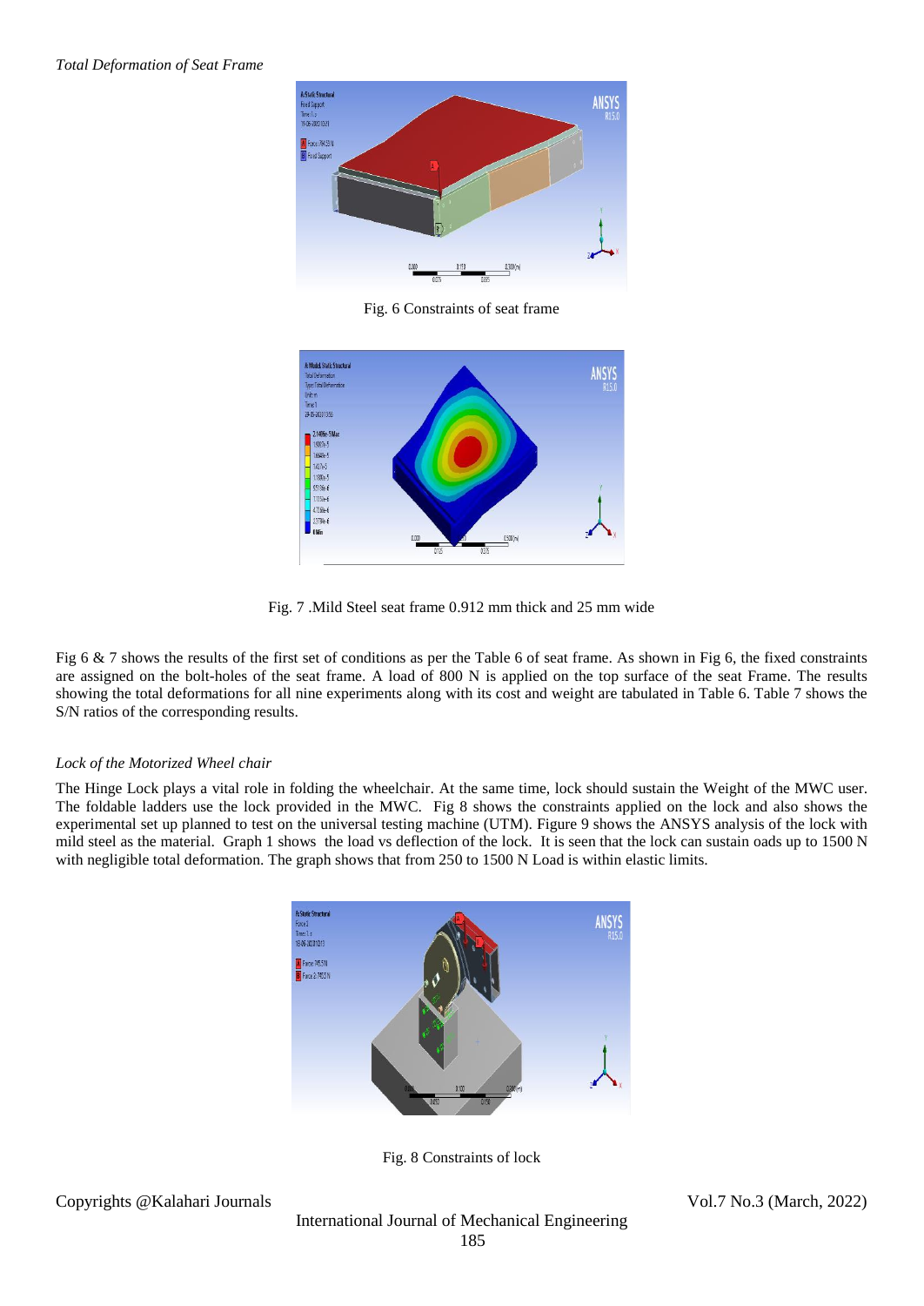*Total Deformation of Seat Frame*

Fig. 6 Constraints of seat frame

Fig. 7 .Mild Steel seat frame 0.912 mm thick and 25 mm wide

Fig 6 & 7 shows the results of the first set of conditions as per the Table 6 of seat frame. As shown in Fig 6, the fixed constraints are assigned on the bolt-holes of the seat frame. A load of 800 N is applied on the top surface of the seat Frame. The results showing the total deformations for all nine experiments along with its cost and weight are tabulated in Table 6. Table 7 shows the S/N ratios of the corresponding results.

*Lock of the Motorized Wheel chair*

The Hinge Lock plays a vital role in folding the wheelchair. At the same time, lock should sustain the Weight of the MWC user. The foldable ladders use the lock provided in the MWC. Fig 8 shows the constraints applied on the lock and also shows the experimental set up planned to test on the universal testing machine (UTM). Figure 9 shows the ANSYS analysis of the lock with mild steel as the material. Graph 1 shows the load vs deflection of the lock. It is seen that the lock can sustain oads up to 1500 N with negligible total deformation. The graph shows that from 250 to 1500 N Load is within elastic limits.

Fig. 8 Constraints of lock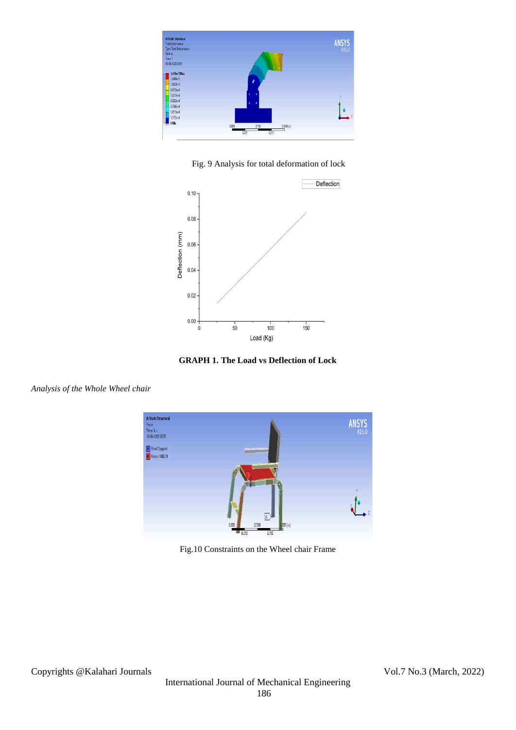Fig. 9 Analysis for total deformation of lock

**GRAPH 1. The Load vs Deflection of Lock**

*Analysis of the Whole Wheel chair*

Fig.10 Constraints on the Wheel chair Frame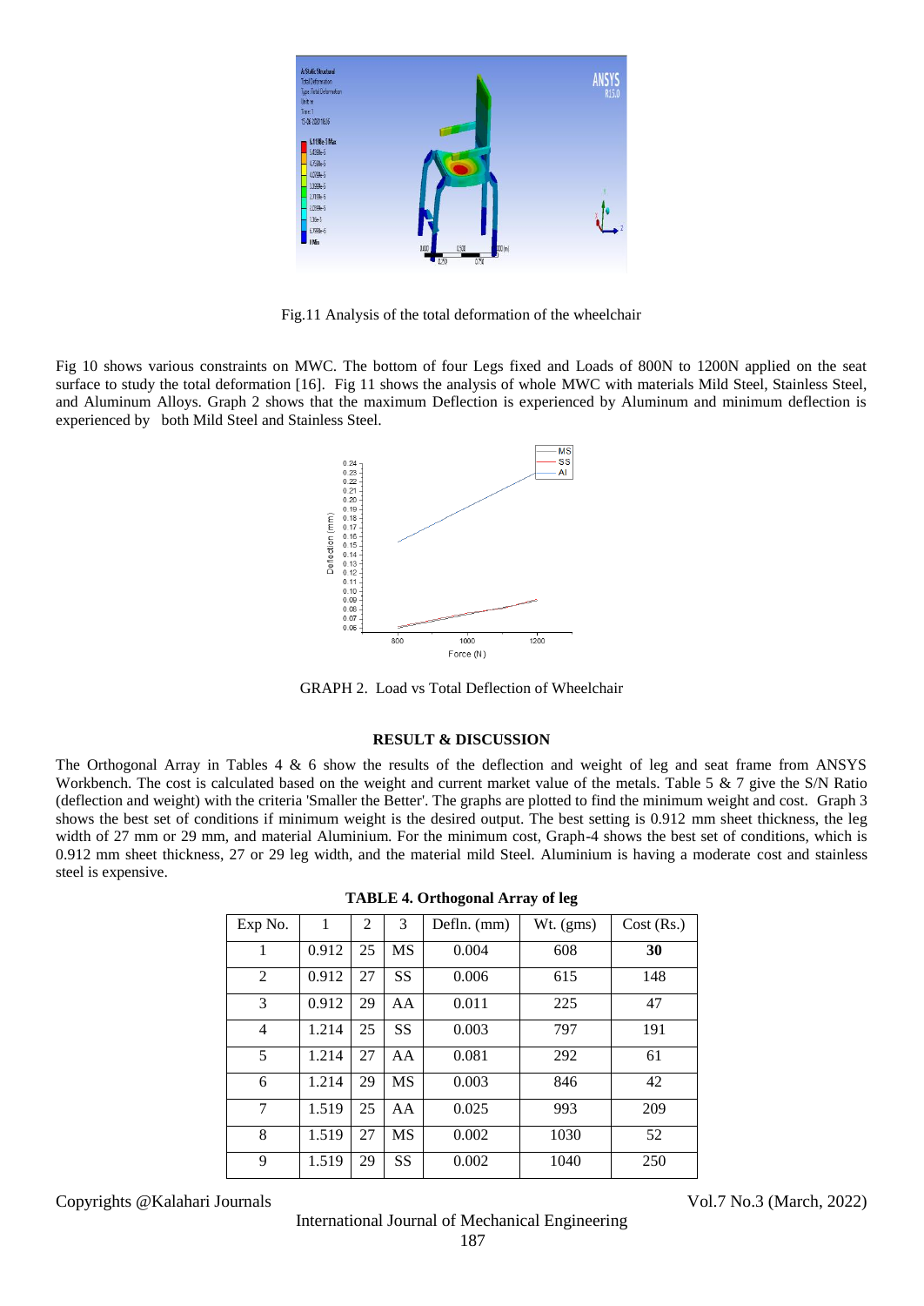Fig.11 Analysis of the total deformation of the wheelchair

Fig 10 shows various constraints on MWC. The bottom of four Legs fixed and Loads of 800N to 1200N applied on the seat surface to study the total deformation [16]. Fig 11 shows the analysis of whole MWC with materials Mild Steel, Stainless Steel, and Aluminum Alloys. Graph 2 shows that the maximum Deflection is experienced by Aluminum and minimum deflection is experienced by both Mild Steel and Stainless Steel.

GRAPH 2. Load vs Total Deflection of Wheelchair

## RESULT & DISCUSSION

The Orthogonal Array in Tables 4 & 6 show the results of the deflection and weight of leg and seat frame from ANSYS Workbench. The cost is calculated based on the weight and current market value of the metals. Table 5 & 7 give the S/N Ratio (deflection and weight) with the criteria 'Smaller the Better'. The graphs are plotted to find the minimum weight and cost. Graph 3 shows the best set of conditions if minimum weight is the desired output. The best setting is 0.912 mm sheet thickness, the leg width of 27 mm or 29 mm, and material Aluminium. For the minimum cost, Graph-4 shows the best set of conditions, which is 0.912 mm sheet thickness, 27 or 29 leg width, and the material mild Steel. Aluminium is having a moderate cost and stainless steel is expensive.

**TABLE 4. Orthogonal Array of leg**

| Exp No. | 1 | 2 | 3 | Defln. (mm) | Wt. (gms) | Cost (Rs.) |
|---|---|---|---|---|---|---|
| 1 | 0.912 | 25 | MS | 0.004 | 608 | **30** |
| 2 | 0.912 | 27 | SS | 0.006 | 615 | 148 |
| 3 | 0.912 | 29 | AA | 0.011 | 225 | 47 |
| 4 | 1.214 | 25 | SS | 0.003 | 797 | 191 |
| 5 | 1.214 | 27 | AA | 0.081 | 292 | 61 |
| 6 | 1.214 | 29 | MS | 0.003 | 846 | 42 |
| 7 | 1.519 | 25 | AA | 0.025 | 993 | 209 |
| 8 | 1.519 | 27 | MS | 0.002 | 1030 | 52 |
| 9 | 1.519 | 29 | SS | 0.002 | 1040 | 250 |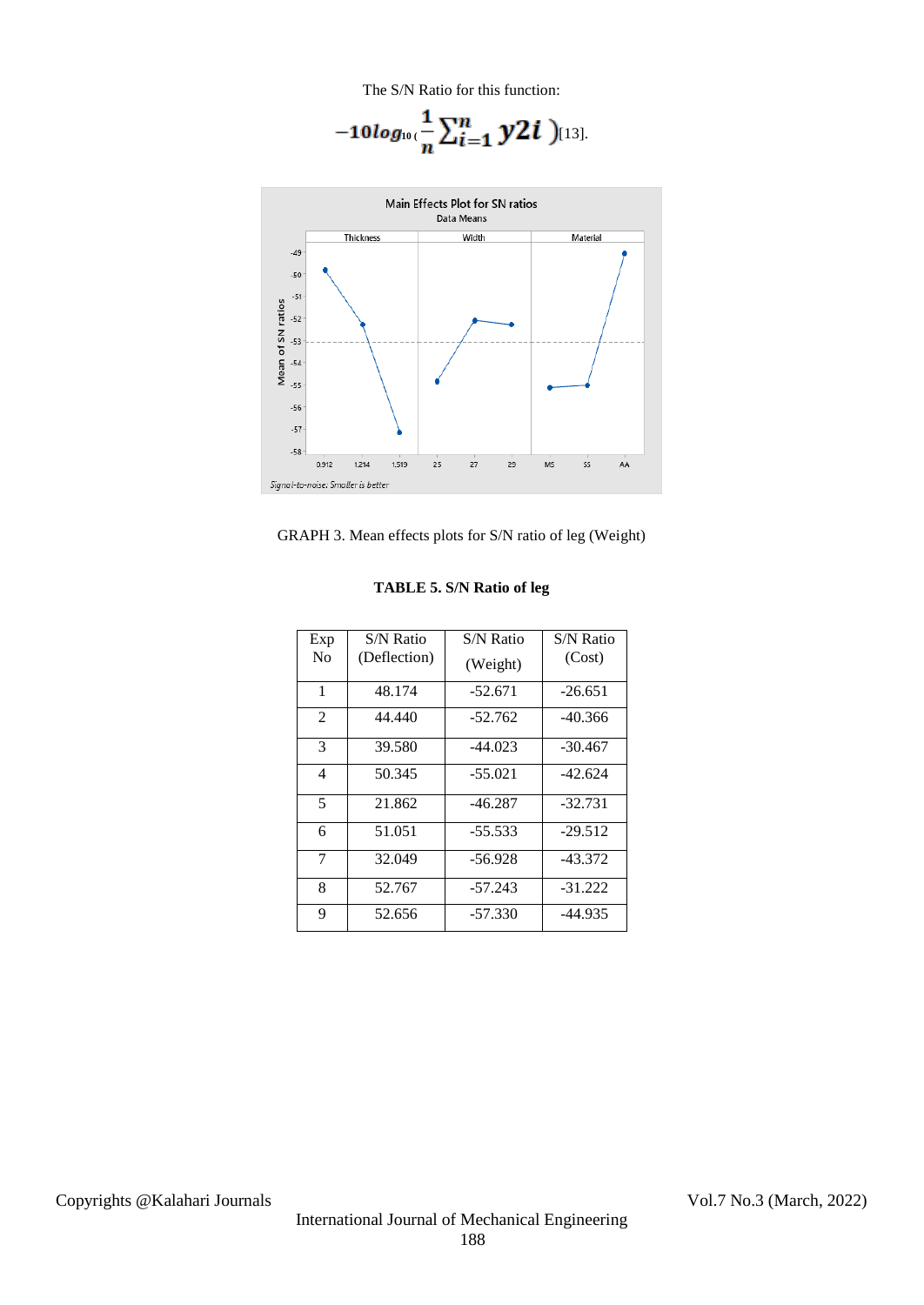The S/N Ratio for this function:

$$-10log_{10}\left(\frac{1}{n}\sum_{i=1}^{n} y2i\right)$$[13].

GRAPH 3. Mean effects plots for S/N ratio of leg (Weight)

**TABLE 5. S/N Ratio of leg**

| Exp No | S/N Ratio (Deflection) | S/N Ratio (Weight) | S/N Ratio (Cost) |
|---|---|---|---|
| 1 | 48.174 | -52.671 | -26.651 |
| 2 | 44.440 | -52.762 | -40.366 |
| 3 | 39.580 | -44.023 | -30.467 |
| 4 | 50.345 | -55.021 | -42.624 |
| 5 | 21.862 | -46.287 | -32.731 |
| 6 | 51.051 | -55.533 | -29.512 |
| 7 | 32.049 | -56.928 | -43.372 |
| 8 | 52.767 | -57.243 | -31.222 |
| 9 | 52.656 | -57.330 | -44.935 |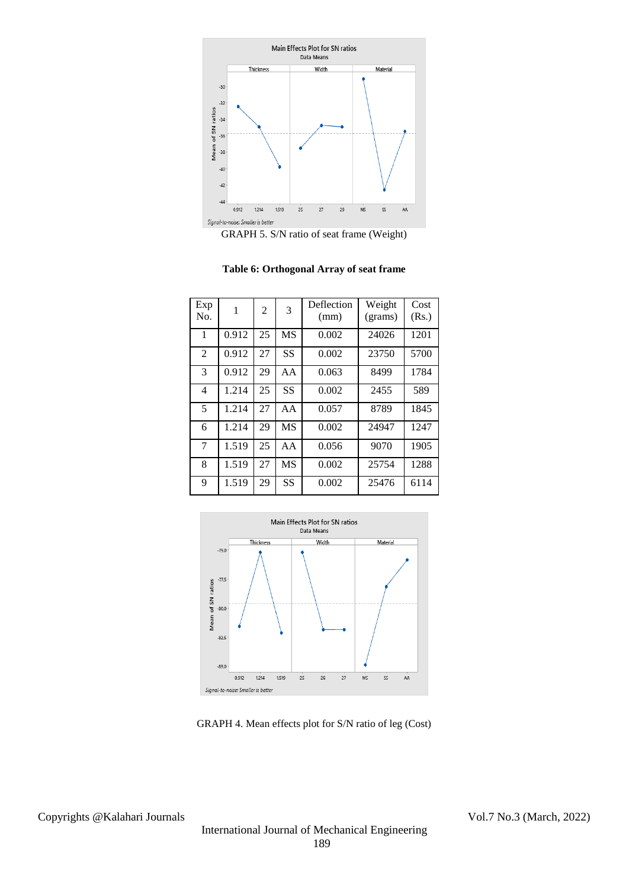GRAPH 5. S/N ratio of seat frame (Weight)

**Table 6: Orthogonal Array of seat frame**

| Exp No. | 1 | 2 | 3 | Deflection (mm) | Weight (grams) | Cost (Rs.) |
|---|---|---|---|---|---|---|
| 1 | 0.912 | 25 | MS | 0.002 | 24026 | 1201 |
| 2 | 0.912 | 27 | SS | 0.002 | 23750 | 5700 |
| 3 | 0.912 | 29 | AA | 0.063 | 8499 | 1784 |
| 4 | 1.214 | 25 | SS | 0.002 | 2455 | 589 |
| 5 | 1.214 | 27 | AA | 0.057 | 8789 | 1845 |
| 6 | 1.214 | 29 | MS | 0.002 | 24947 | 1247 |
| 7 | 1.519 | 25 | AA | 0.056 | 9070 | 1905 |
| 8 | 1.519 | 27 | MS | 0.002 | 25754 | 1288 |
| 9 | 1.519 | 29 | SS | 0.002 | 25476 | 6114 |

GRAPH 4. Mean effects plot for S/N ratio of leg (Cost)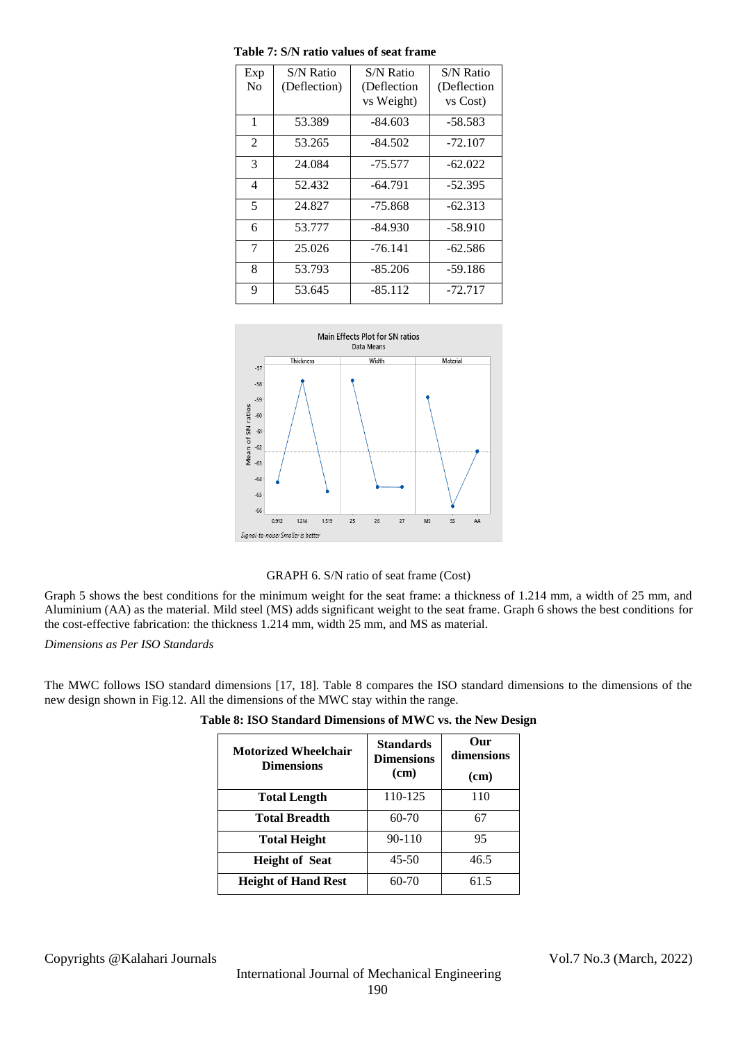**Table 7: S/N ratio values of seat frame**

| Exp No | S/N Ratio (Deflection) | S/N Ratio (Deflection vs Weight) | S/N Ratio (Deflection vs Cost) |
|---|---|---|---|
| 1 | 53.389 | -84.603 | -58.583 |
| 2 | 53.265 | -84.502 | -72.107 |
| 3 | 24.084 | -75.577 | -62.022 |
| 4 | 52.432 | -64.791 | -52.395 |
| 5 | 24.827 | -75.868 | -62.313 |
| 6 | 53.777 | -84.930 | -58.910 |
| 7 | 25.026 | -76.141 | -62.586 |
| 8 | 53.793 | -85.206 | -59.186 |
| 9 | 53.645 | -85.112 | -72.717 |

GRAPH 6. S/N ratio of seat frame (Cost)

Graph 5 shows the best conditions for the minimum weight for the seat frame: a thickness of 1.214 mm, a width of 25 mm, and Aluminium (AA) as the material. Mild steel (MS) adds significant weight to the seat frame. Graph 6 shows the best conditions for the cost-effective fabrication: the thickness 1.214 mm, width 25 mm, and MS as material.

*Dimensions as Per ISO Standards*

The MWC follows ISO standard dimensions [17, 18]. Table 8 compares the ISO standard dimensions to the dimensions of the new design shown in Fig.12. All the dimensions of the MWC stay within the range.

**Table 8: ISO Standard Dimensions of MWC vs. the New Design**

| Motorized Wheelchair Dimensions | Standards Dimensions (cm) | Our dimensions (cm) |
|---|---|---|
| **Total Length** | 110-125 | 110 |
| **Total Breadth** | 60-70 | 67 |
| **Total Height** | 90-110 | 95 |
| **Height of Seat** | 45-50 | 46.5 |
| **Height of Hand Rest** | 60-70 | 61.5 |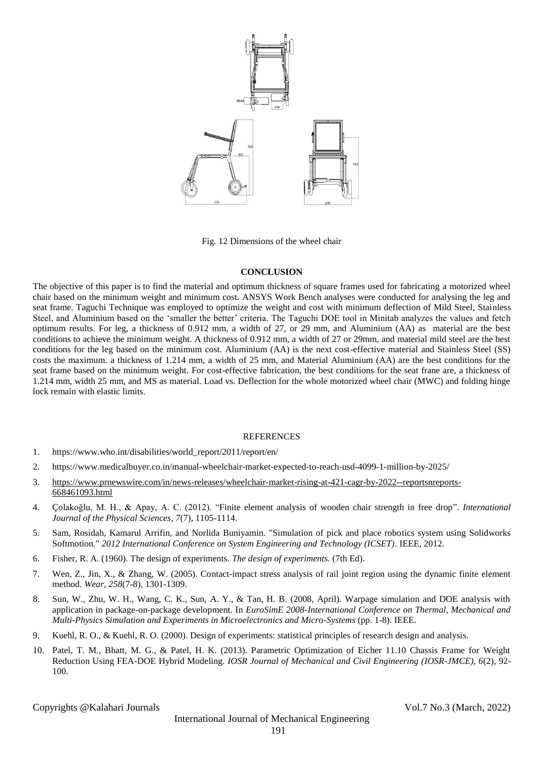Fig. 12 Dimensions of the wheel chair

## CONCLUSION

The objective of this paper is to find the material and optimum thickness of square frames used for fabricating a motorized wheel chair based on the minimum weight and minimum cost. ANSYS Work Bench analyses were conducted for analysing the leg and seat frame. Taguchi Technique was employed to optimize the weight and cost with minimum deflection of Mild Steel, Stainless Steel, and Aluminium based on the 'smaller the better' criteria. The Taguchi DOE tool in Minitab analyzes the values and fetch optimum results. For leg, a thickness of 0.912 mm, a width of 27, or 29 mm, and Aluminium (AA) as material are the best conditions to achieve the minimum weight. A thickness of 0.912 mm, a width of 27 or 29mm, and material mild steel are the best conditions for the leg based on the minimum cost. Aluminium (AA) is the next cost-effective material and Stainless Steel (SS) costs the maximum. a thickness of 1.214 mm, a width of 25 mm, and Material Aluminium (AA) are the best conditions for the seat frame based on the minimum weight. For cost-effective fabrication, the best conditions for the seat frane are, a thickness of 1.214 mm, width 25 mm, and MS as material. Load vs. Deflection for the whole motorized wheel chair (MWC) and folding hinge lock remain with elastic limits.

## REFERENCES

1. https://www.who.int/disabilities/world_report/2011/report/en/
2. https://www.medicalbuyer.co.in/manual-wheelchair-market-expected-to-reach-usd-4099-1-million-by-2025/
3. https://www.prnewswire.com/in/news-releases/wheelchair-market-rising-at-421-cagr-by-2022--reportsnreports-668461093.html
4. Çolakoğlu, M. H., & Apay, A. C. (2012). "Finite element analysis of wooden chair strength in free drop". *International Journal of the Physical Sciences*, *7*(7), 1105-1114.
5. Sam, Rosidah, Kamarul Arrifin, and Norlida Buniyamin. "Simulation of pick and place robotics system using Solidworks Softmotion." *2012 International Conference on System Engineering and Technology (ICSET)*. IEEE, 2012.
6. Fisher, R. A. (1960). The design of experiments. *The design of experiments.* (7th Ed).
7. Wen, Z., Jin, X., & Zhang, W. (2005). Contact-impact stress analysis of rail joint region using the dynamic finite element method. *Wear*, *258*(7-8), 1301-1309.
8. Sun, W., Zhu, W. H., Wang, C. K., Sun, A. Y., & Tan, H. B. (2008, April). Warpage simulation and DOE analysis with application in package-on-package development. In *EuroSimE 2008-International Conference on Thermal, Mechanical and Multi-Physics Simulation and Experiments in Microelectronics and Micro-Systems* (pp. 1-8). IEEE.
9. Kuehl, R. O., & Kuehl, R. O. (2000). Design of experiments: statistical principles of research design and analysis.
10. Patel, T. M., Bhatt, M. G., & Patel, H. K. (2013). Parametric Optimization of Eicher 11.10 Chassis Frame for Weight Reduction Using FEA-DOE Hybrid Modeling. *IOSR Journal of Mechanical and Civil Engineering (IOSR-JMCE)*, *6*(2), 92-100.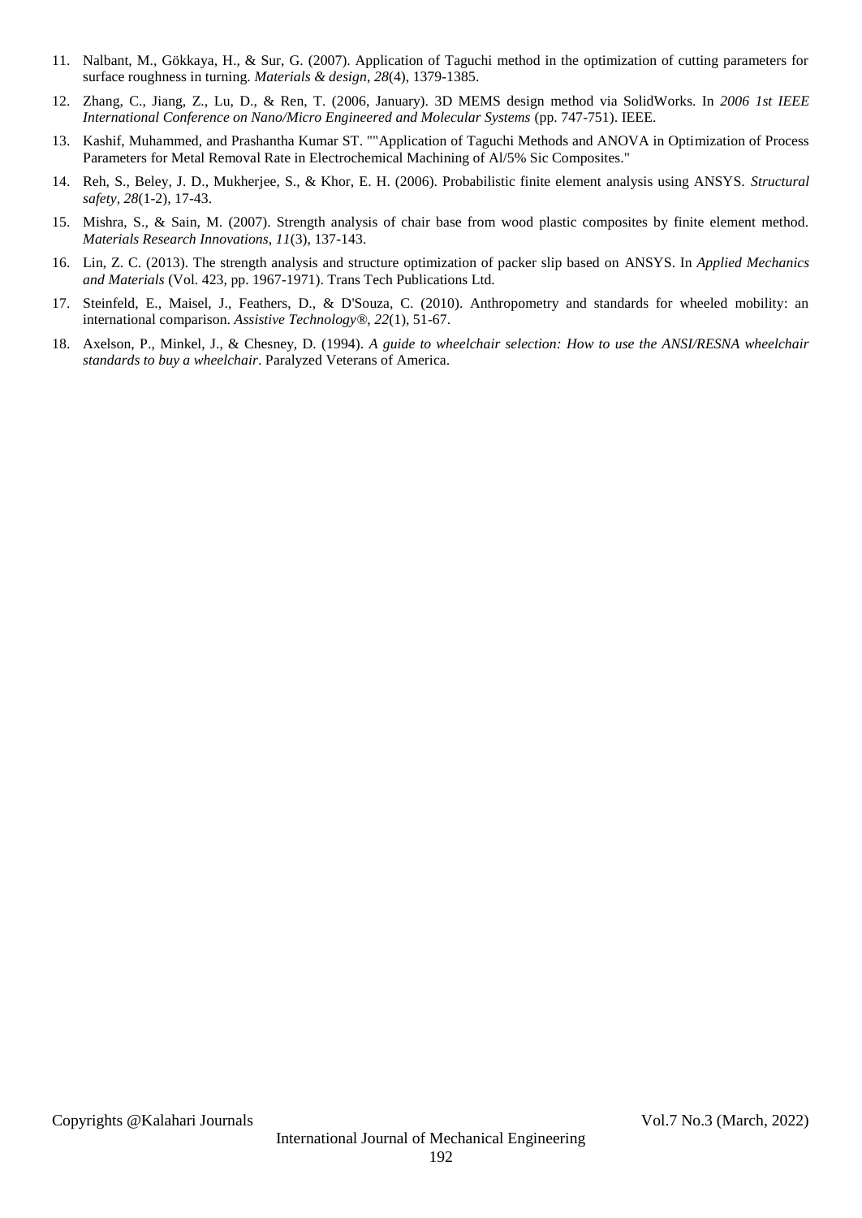11. Nalbant, M., Gökkaya, H., & Sur, G. (2007). Application of Taguchi method in the optimization of cutting parameters for surface roughness in turning. *Materials & design*, *28*(4), 1379-1385.

12. Zhang, C., Jiang, Z., Lu, D., & Ren, T. (2006, January). 3D MEMS design method via SolidWorks. In *2006 1st IEEE International Conference on Nano/Micro Engineered and Molecular Systems* (pp. 747-751). IEEE.

13. Kashif, Muhammed, and Prashantha Kumar ST. ""Application of Taguchi Methods and ANOVA in Optimization of Process Parameters for Metal Removal Rate in Electrochemical Machining of Al/5% Sic Composites."

14. Reh, S., Beley, J. D., Mukherjee, S., & Khor, E. H. (2006). Probabilistic finite element analysis using ANSYS. *Structural safety*, *28*(1-2), 17-43.

15. Mishra, S., & Sain, M. (2007). Strength analysis of chair base from wood plastic composites by finite element method. *Materials Research Innovations*, *11*(3), 137-143.

16. Lin, Z. C. (2013). The strength analysis and structure optimization of packer slip based on ANSYS. In *Applied Mechanics and Materials* (Vol. 423, pp. 1967-1971). Trans Tech Publications Ltd.

17. Steinfeld, E., Maisel, J., Feathers, D., & D'Souza, C. (2010). Anthropometry and standards for wheeled mobility: an international comparison. *Assistive Technology®*, *22*(1), 51-67.

18. Axelson, P., Minkel, J., & Chesney, D. (1994). *A guide to wheelchair selection: How to use the ANSI/RESNA wheelchair standards to buy a wheelchair*. Paralyzed Veterans of America.